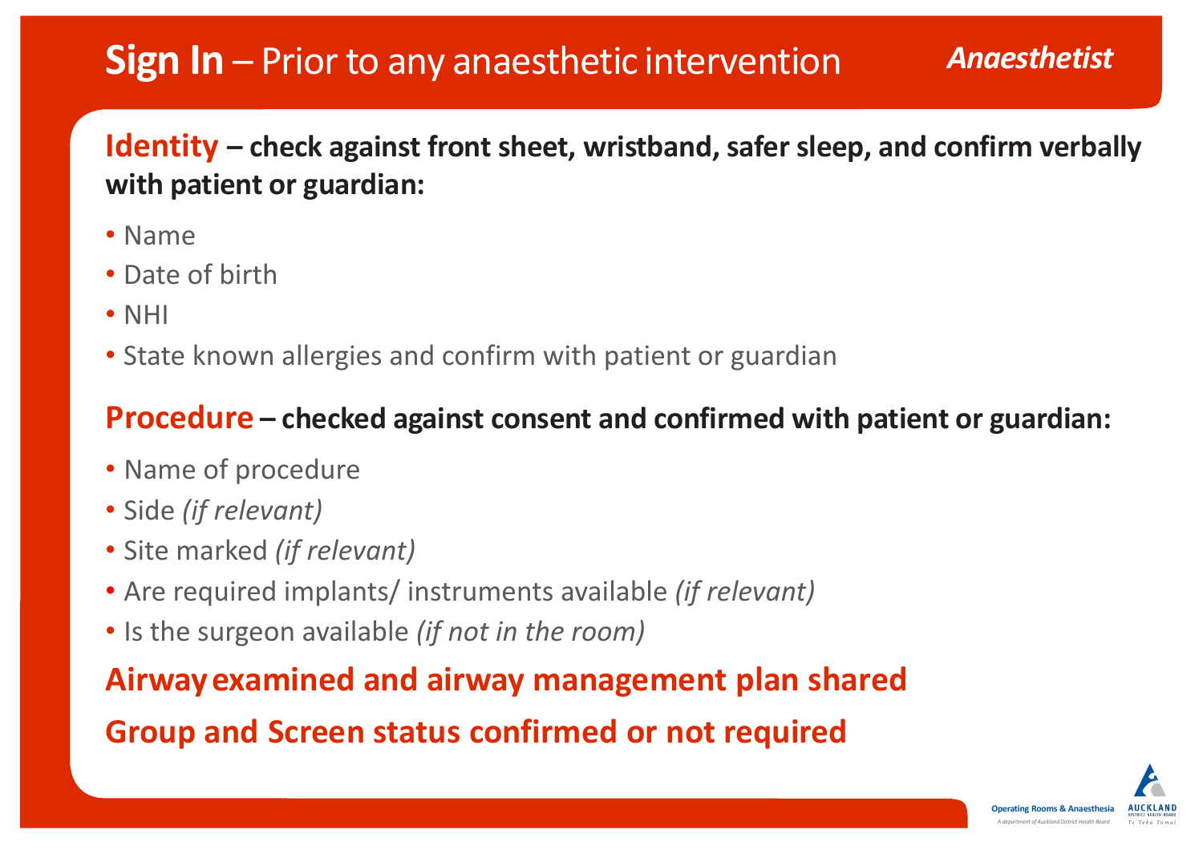# Sign In – Prior to any anaesthetic intervention

***Anaesthetist***

**Identity – check against front sheet, wristband, safer sleep, and confirm verbally with patient or guardian:**

- Name
- Date of birth
- NHI
- State known allergies and confirm with patient or guardian

**Procedure – checked against consent and confirmed with patient or guardian:**

- Name of procedure
- Side *(if relevant)*
- Site marked *(if relevant)*
- Are required implants/ instruments available *(if relevant)*
- Is the surgeon available *(if not in the room)*

**Airway examined and airway management plan shared**

**Group and Screen status confirmed or not required**

Operating Rooms & Anaesthesia

*A department of Auckland District Health Board*

AUCKLAND DISTRICT HEALTH BOARD

*Te Toka Tumai*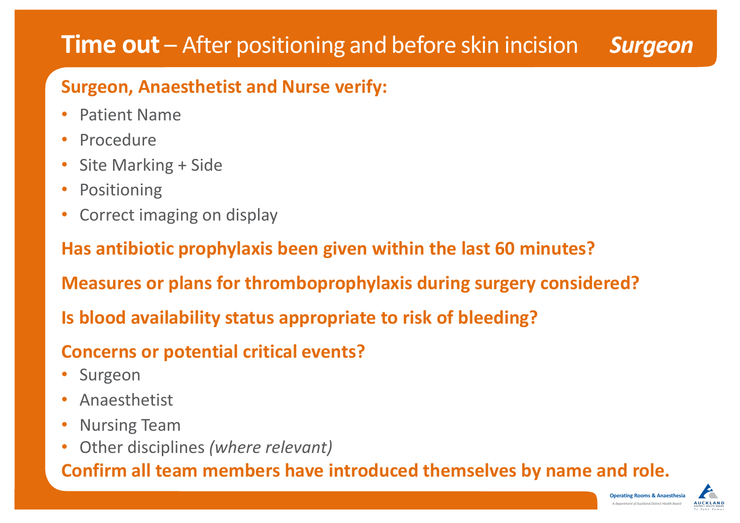# **Time out** – After positioning and before skin incision ***Surgeon***

**Surgeon, Anaesthetist and Nurse verify:**

- Patient Name
- Procedure
- Site Marking + Side
- Positioning
- Correct imaging on display

**Has antibiotic prophylaxis been given within the last 60 minutes?**

**Measures or plans for thromboprophylaxis during surgery considered?**

**Is blood availability status appropriate to risk of bleeding?**

**Concerns or potential critical events?**

- Surgeon
- Anaesthetist
- Nursing Team
- Other disciplines *(where relevant)*

**Confirm all team members have introduced themselves by name and role.**

Operating Rooms & Anaesthesia

*A department of Auckland District Health Board*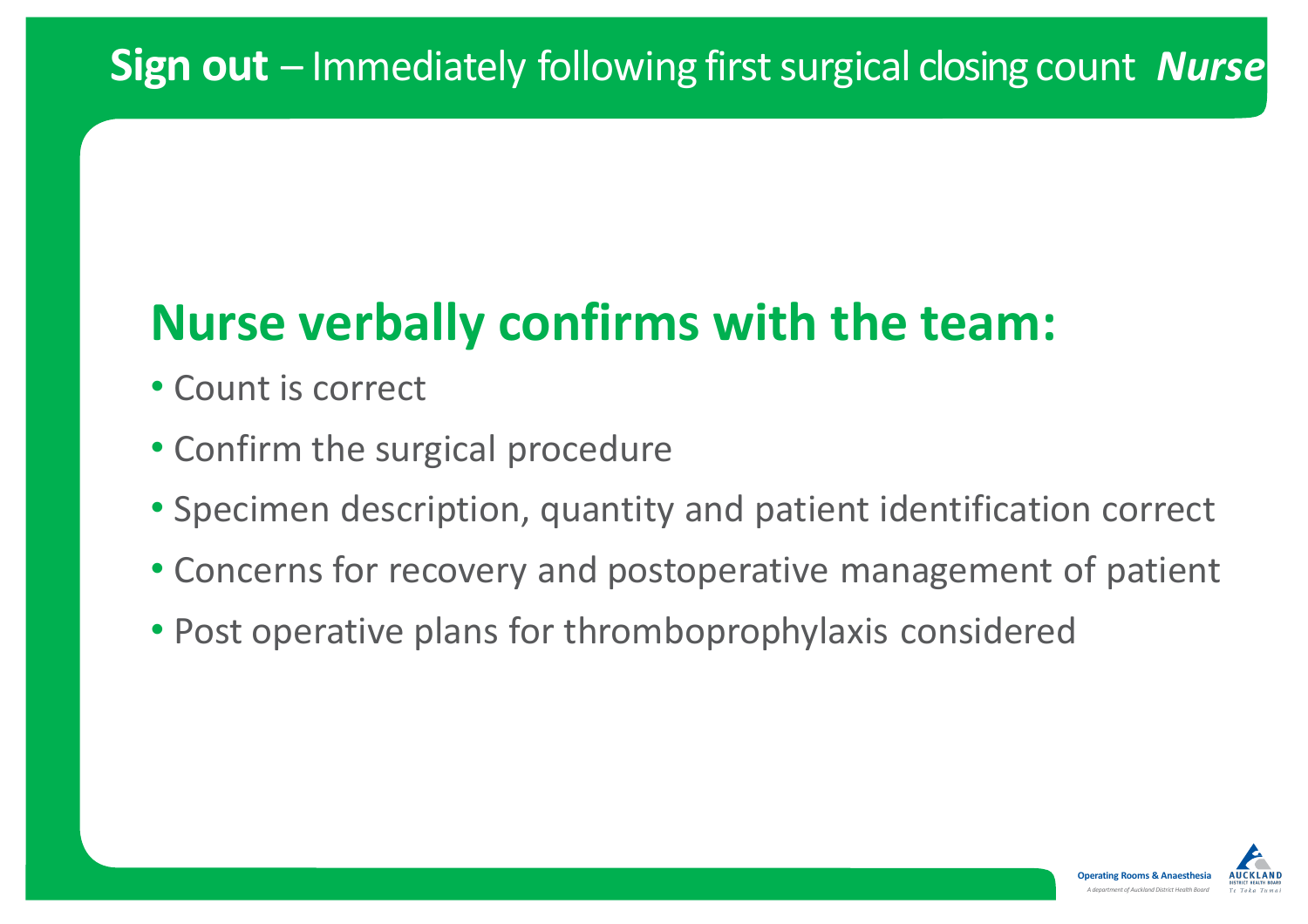# **Sign out** – Immediately following first surgical closing count ***Nurse***

## Nurse verbally confirms with the team:

- Count is correct
- Confirm the surgical procedure
- Specimen description, quantity and patient identification correct
- Concerns for recovery and postoperative management of patient
- Post operative plans for thromboprophylaxis considered

Operating Rooms & Anaesthesia
*A department of Auckland District Health Board*

AUCKLAND DISTRICT HEALTH BOARD
Te Toka Tumai